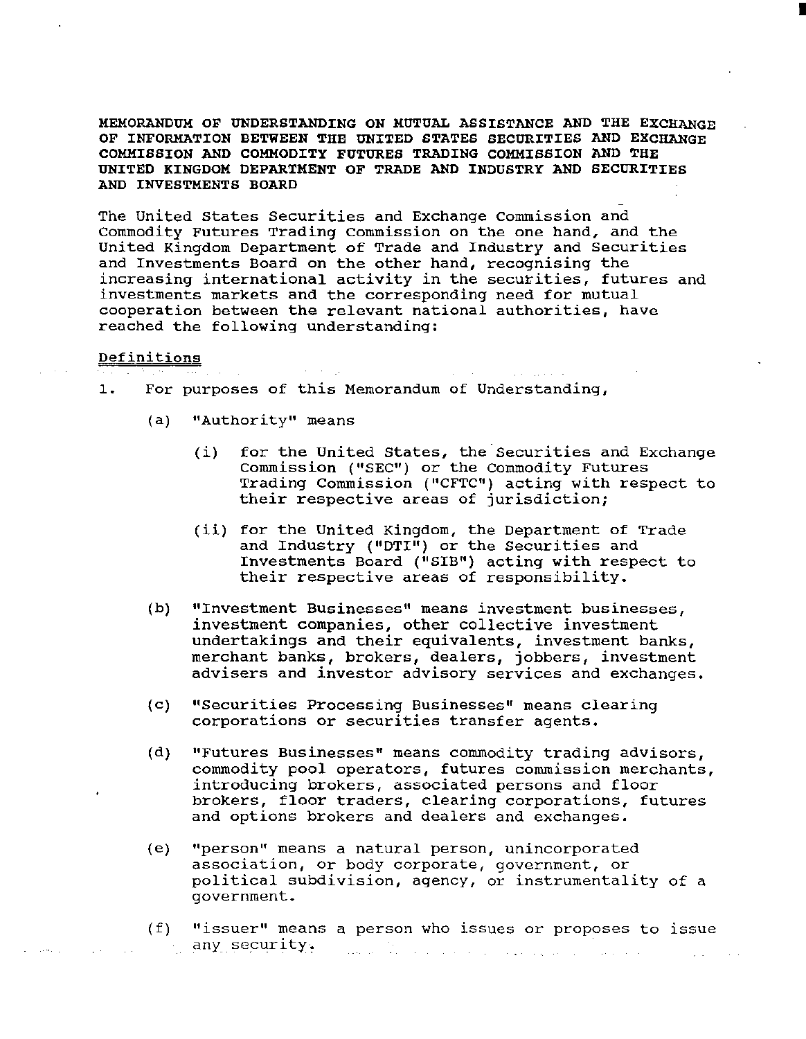**MEMORANDUM OF UNDERSTANDING ON MUTUAL ASSISTANCE AND THE EXCHANGE OF INFORMATION BETWEEN THE UNITED STATES SECURITIES AND EXCHANGE COMMISSION AND COMMODITY FUTURES TRADING COMMISSION AND THE UNITED KINGDOM DEPARTMENT OF TRADE AND INDUSTRY AND SECURITIES AND INVESTMENTS BOARD**

The United States Securities and Exchange Commission and Commodity Futures Trading Commission on the one hand, and the United Kingdom Department of Trade and Industry and Securities and Investments Board on the other hand, recognising the increasing international activity in the securities, futures and investments markets and the corresponding need for mutual cooperation between the relevant national authorities, have reached the following understanding:

Definitions

1. For purposes of this Memorandum of Understanding,

   (a) "Authority" means

      (i) for the United States, the Securities and Exchange Commission ("SEC") or the Commodity Futures Trading Commission ("CFTC") acting with respect to their respective areas of jurisdiction;

      (ii) for the United Kingdom, the Department of Trade and Industry ("DTI") or the Securities and Investments Board ("SIB") acting with respect to their respective areas of responsibility.

   (b) "Investment Businesses" means investment businesses, investment companies, other collective investment undertakings and their equivalents, investment banks, merchant banks, brokers, dealers, jobbers, investment advisers and investor advisory services and exchanges.

   (c) "Securities Processing Businesses" means clearing corporations or securities transfer agents.

   (d) "Futures Businesses" means commodity trading advisors, commodity pool operators, futures commission merchants, introducing brokers, associated persons and floor brokers, floor traders, clearing corporations, futures and options brokers and dealers and exchanges.

   (e) "person" means a natural person, unincorporated association, or body corporate, government, or political subdivision, agency, or instrumentality of a government.

   (f) "issuer" means a person who issues or proposes to issue any security.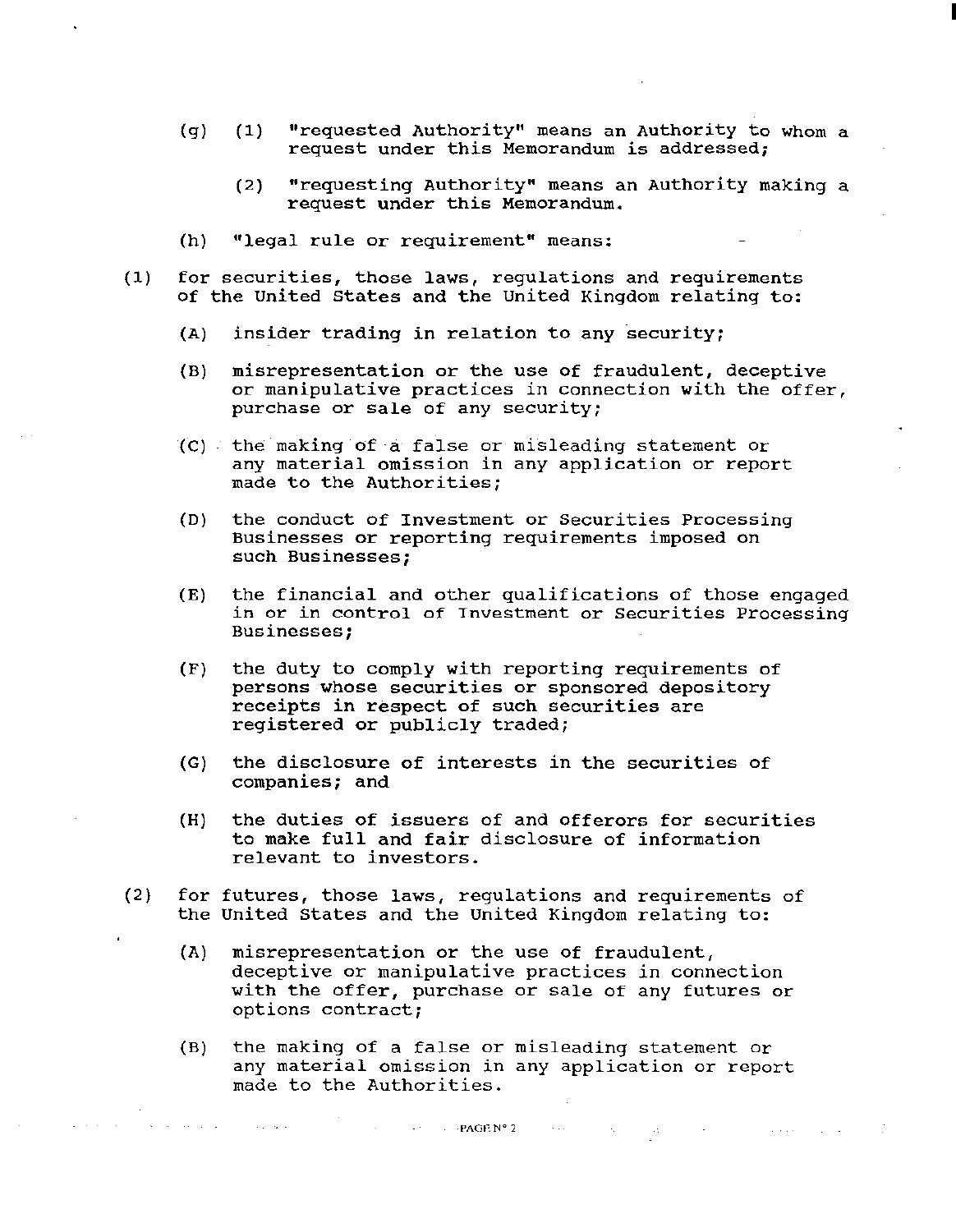(g) (1) "requested Authority" means an Authority to whom a request under this Memorandum is addressed;

(2) "requesting Authority" means an Authority making a request under this Memorandum.

(h) "legal rule or requirement" means:

(1) for securities, those laws, regulations and requirements of the United States and the United Kingdom relating to:

(A) insider trading in relation to any security;

(B) misrepresentation or the use of fraudulent, deceptive or manipulative practices in connection with the offer, purchase or sale of any security;

(C) the making of a false or misleading statement or any material omission in any application or report made to the Authorities;

(D) the conduct of Investment or Securities Processing Businesses or reporting requirements imposed on such Businesses;

(E) the financial and other qualifications of those engaged in or in control of Investment or Securities Processing Businesses;

(F) the duty to comply with reporting requirements of persons whose securities or sponsored depository receipts in respect of such securities are registered or publicly traded;

(G) the disclosure of interests in the securities of companies; and

(H) the duties of issuers of and offerors for securities to make full and fair disclosure of information relevant to investors.

(2) for futures, those laws, regulations and requirements of the United States and the United Kingdom relating to:

(A) misrepresentation or the use of fraudulent, deceptive or manipulative practices in connection with the offer, purchase or sale of any futures or options contract;

(B) the making of a false or misleading statement or any material omission in any application or report made to the Authorities.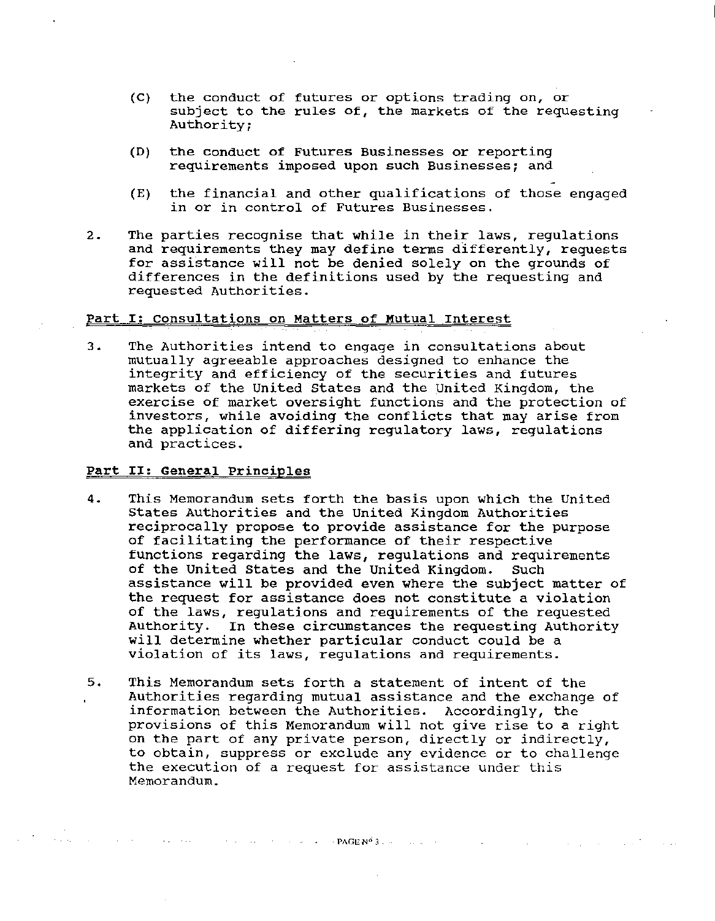(C) the conduct of futures or options trading on, or subject to the rules of, the markets of the requesting Authority;

(D) the conduct of Futures Businesses or reporting requirements imposed upon such Businesses; and

(E) the financial and other qualifications of those engaged in or in control of Futures Businesses.

2. The parties recognise that while in their laws, regulations and requirements they may define terms differently, requests for assistance will not be denied solely on the grounds of differences in the definitions used by the requesting and requested Authorities.

## Part I: Consultations on Matters of Mutual Interest

3. The Authorities intend to engage in consultations about mutually agreeable approaches designed to enhance the integrity and efficiency of the securities and futures markets of the United States and the United Kingdom, the exercise of market oversight functions and the protection of investors, while avoiding the conflicts that may arise from the application of differing regulatory laws, regulations and practices.

## Part II: General Principles

4. This Memorandum sets forth the basis upon which the United States Authorities and the United Kingdom Authorities reciprocally propose to provide assistance for the purpose of facilitating the performance of their respective functions regarding the laws, regulations and requirements of the United States and the United Kingdom. Such assistance will be provided even where the subject matter of the request for assistance does not constitute a violation of the laws, regulations and requirements of the requested Authority. In these circumstances the requesting Authority will determine whether particular conduct could be a violation of its laws, regulations and requirements.

5. This Memorandum sets forth a statement of intent of the Authorities regarding mutual assistance and the exchange of information between the Authorities. Accordingly, the provisions of this Memorandum will not give rise to a right on the part of any private person, directly or indirectly, to obtain, suppress or exclude any evidence or to challenge the execution of a request for assistance under this Memorandum.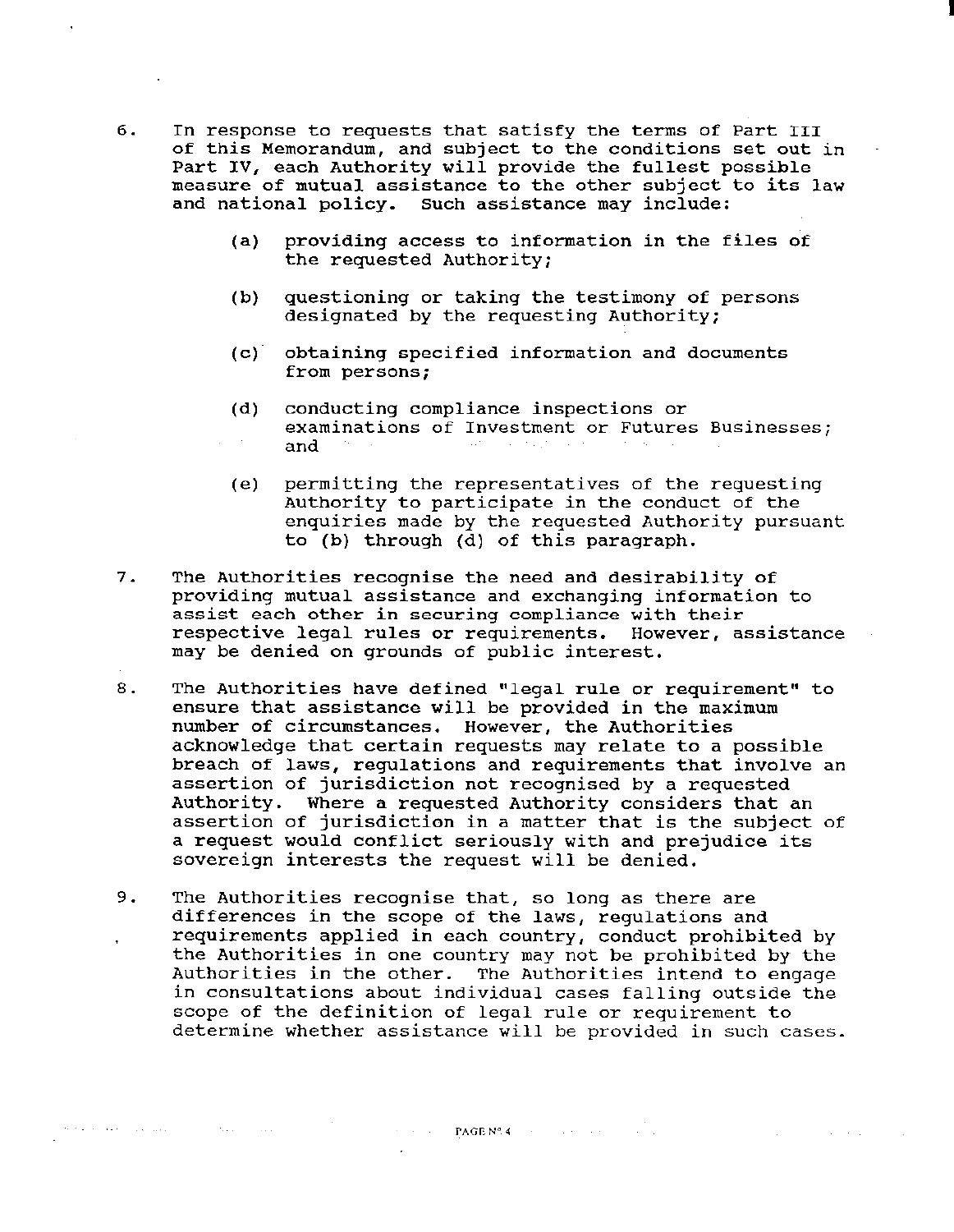6. In response to requests that satisfy the terms of Part III of this Memorandum, and subject to the conditions set out in Part IV, each Authority will provide the fullest possible measure of mutual assistance to the other subject to its law and national policy. Such assistance may include:

   (a) providing access to information in the files of the requested Authority;

   (b) questioning or taking the testimony of persons designated by the requesting Authority;

   (c) obtaining specified information and documents from persons;

   (d) conducting compliance inspections or examinations of Investment or Futures Businesses; and

   (e) permitting the representatives of the requesting Authority to participate in the conduct of the enquiries made by the requested Authority pursuant to (b) through (d) of this paragraph.

7. The Authorities recognise the need and desirability of providing mutual assistance and exchanging information to assist each other in securing compliance with their respective legal rules or requirements. However, assistance may be denied on grounds of public interest.

8. The Authorities have defined "legal rule or requirement" to ensure that assistance will be provided in the maximum number of circumstances. However, the Authorities acknowledge that certain requests may relate to a possible breach of laws, regulations and requirements that involve an assertion of jurisdiction not recognised by a requested Authority. Where a requested Authority considers that an assertion of jurisdiction in a matter that is the subject of a request would conflict seriously with and prejudice its sovereign interests the request will be denied.

9. The Authorities recognise that, so long as there are differences in the scope of the laws, regulations and requirements applied in each country, conduct prohibited by the Authorities in one country may not be prohibited by the Authorities in the other. The Authorities intend to engage in consultations about individual cases falling outside the scope of the definition of legal rule or requirement to determine whether assistance will be provided in such cases.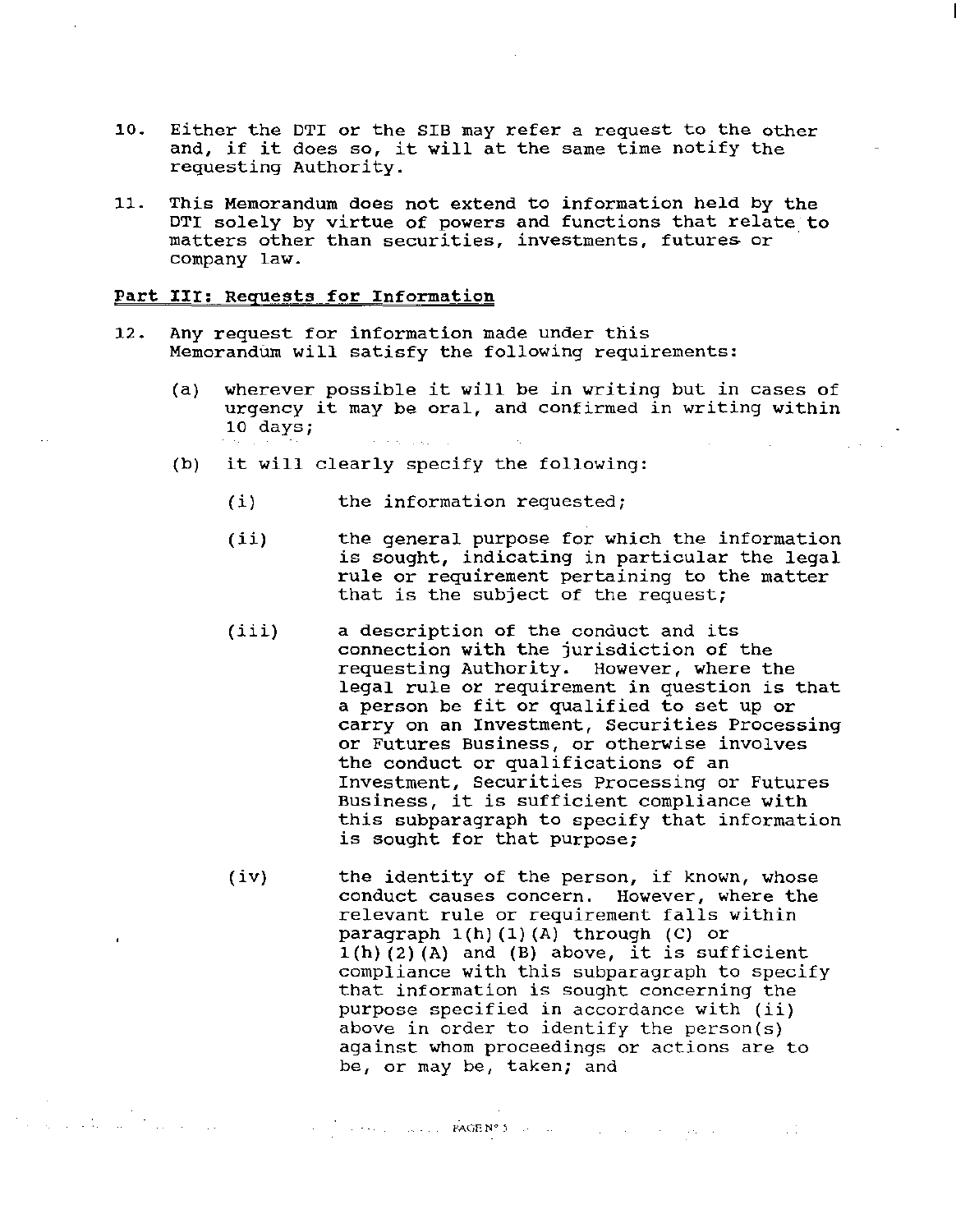10. Either the DTI or the SIB may refer a request to the other and, if it does so, it will at the same time notify the requesting Authority.

11. This Memorandum does not extend to information held by the DTI solely by virtue of powers and functions that relate to matters other than securities, investments, futures or company law.

**Part III: Requests for Information**

12. Any request for information made under this Memorandum will satisfy the following requirements:

    (a) wherever possible it will be in writing but in cases of urgency it may be oral, and confirmed in writing within 10 days;

    (b) it will clearly specify the following:

        (i) the information requested;

        (ii) the general purpose for which the information is sought, indicating in particular the legal rule or requirement pertaining to the matter that is the subject of the request;

        (iii) a description of the conduct and its connection with the jurisdiction of the requesting Authority. However, where the legal rule or requirement in question is that a person be fit or qualified to set up or carry on an Investment, Securities Processing or Futures Business, or otherwise involves the conduct or qualifications of an Investment, Securities Processing or Futures Business, it is sufficient compliance with this subparagraph to specify that information is sought for that purpose;

        (iv) the identity of the person, if known, whose conduct causes concern. However, where the relevant rule or requirement falls within paragraph 1(h)(1)(A) through (C) or 1(h)(2)(A) and (B) above, it is sufficient compliance with this subparagraph to specify that information is sought concerning the purpose specified in accordance with (ii) above in order to identify the person(s) against whom proceedings or actions are to be, or may be, taken; and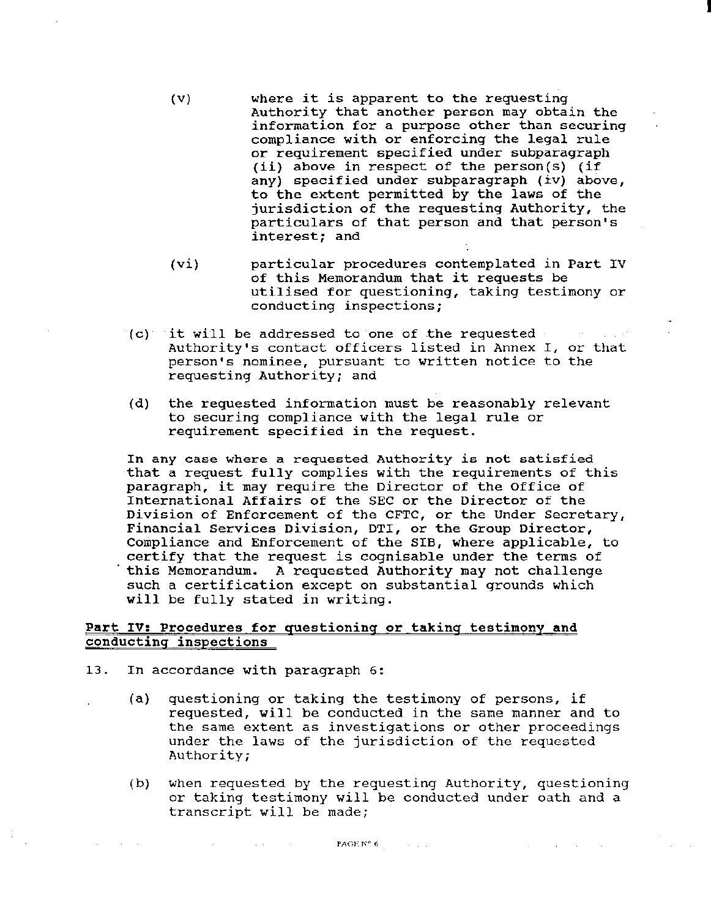(v) where it is apparent to the requesting Authority that another person may obtain the information for a purpose other than securing compliance with or enforcing the legal rule or requirement specified under subparagraph (ii) above in respect of the person(s) (if any) specified under subparagraph (iv) above, to the extent permitted by the laws of the jurisdiction of the requesting Authority, the particulars of that person and that person's interest; and

(vi) particular procedures contemplated in Part IV of this Memorandum that it requests be utilised for questioning, taking testimony or conducting inspections;

(c) it will be addressed to one of the requested Authority's contact officers listed in Annex I, or that person's nominee, pursuant to written notice to the requesting Authority; and

(d) the requested information must be reasonably relevant to securing compliance with the legal rule or requirement specified in the request.

In any case where a requested Authority is not satisfied that a request fully complies with the requirements of this paragraph, it may require the Director of the Office of International Affairs of the SEC or the Director of the Division of Enforcement of the CFTC, or the Under Secretary, Financial Services Division, DTI, or the Group Director, Compliance and Enforcement of the SIB, where applicable, to certify that the request is cognisable under the terms of this Memorandum. A requested Authority may not challenge such a certification except on substantial grounds which will be fully stated in writing.

## Part IV: Procedures for questioning or taking testimony and conducting inspections

13. In accordance with paragraph 6:

(a) questioning or taking the testimony of persons, if requested, will be conducted in the same manner and to the same extent as investigations or other proceedings under the laws of the jurisdiction of the requested Authority;

(b) when requested by the requesting Authority, questioning or taking testimony will be conducted under oath and a transcript will be made;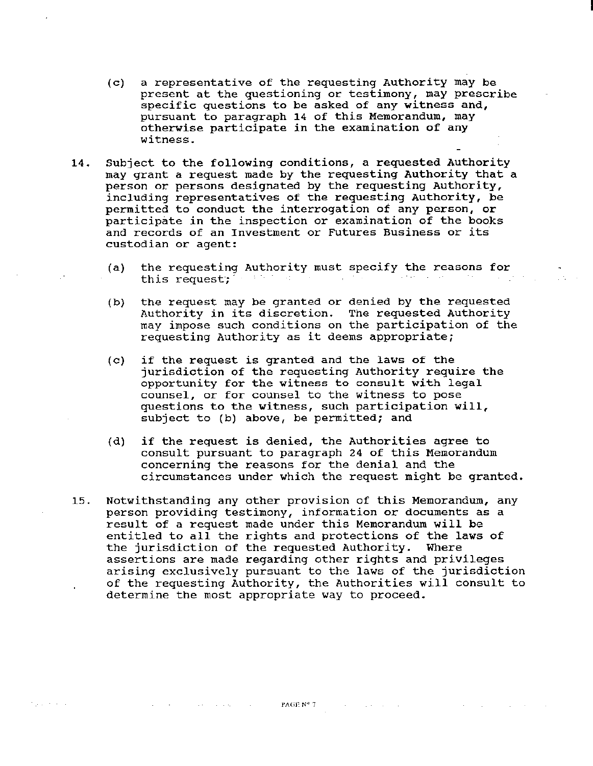(c) a representative of the requesting Authority may be present at the questioning or testimony, may prescribe specific questions to be asked of any witness and, pursuant to paragraph 14 of this Memorandum, may otherwise participate in the examination of any witness.

14. Subject to the following conditions, a requested Authority may grant a request made by the requesting Authority that a person or persons designated by the requesting Authority, including representatives of the requesting Authority, be permitted to conduct the interrogation of any person, or participate in the inspection or examination of the books and records of an Investment or Futures Business or its custodian or agent:

    (a) the requesting Authority must specify the reasons for this request;

    (b) the request may be granted or denied by the requested Authority in its discretion. The requested Authority may impose such conditions on the participation of the requesting Authority as it deems appropriate;

    (c) if the request is granted and the laws of the jurisdiction of the requesting Authority require the opportunity for the witness to consult with legal counsel, or for counsel to the witness to pose questions to the witness, such participation will, subject to (b) above, be permitted; and

    (d) if the request is denied, the Authorities agree to consult pursuant to paragraph 24 of this Memorandum concerning the reasons for the denial and the circumstances under which the request might be granted.

15. Notwithstanding any other provision of this Memorandum, any person providing testimony, information or documents as a result of a request made under this Memorandum will be entitled to all the rights and protections of the laws of the jurisdiction of the requested Authority. Where assertions are made regarding other rights and privileges arising exclusively pursuant to the laws of the jurisdiction of the requesting Authority, the Authorities will consult to determine the most appropriate way to proceed.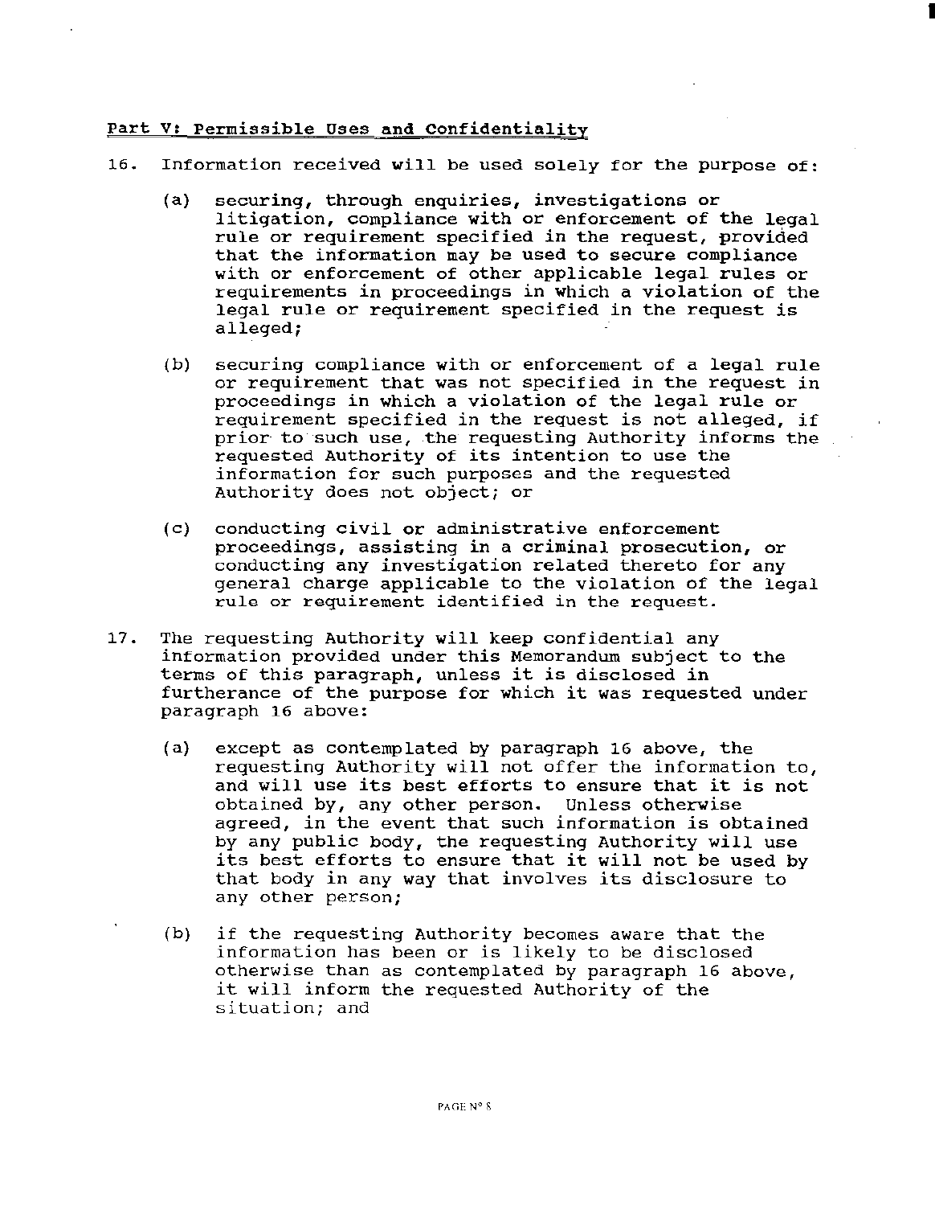## Part V: Permissible Uses and Confidentiality

16. Information received will be used solely for the purpose of:

    (a) securing, through enquiries, investigations or litigation, compliance with or enforcement of the legal rule or requirement specified in the request, provided that the information may be used to secure compliance with or enforcement of other applicable legal rules or requirements in proceedings in which a violation of the legal rule or requirement specified in the request is alleged;

    (b) securing compliance with or enforcement of a legal rule or requirement that was not specified in the request in proceedings in which a violation of the legal rule or requirement specified in the request is not alleged, if prior to such use, the requesting Authority informs the requested Authority of its intention to use the information for such purposes and the requested Authority does not object; or

    (c) conducting civil or administrative enforcement proceedings, assisting in a criminal prosecution, or conducting any investigation related thereto for any general charge applicable to the violation of the legal rule or requirement identified in the request.

17. The requesting Authority will keep confidential any information provided under this Memorandum subject to the terms of this paragraph, unless it is disclosed in furtherance of the purpose for which it was requested under paragraph 16 above:

    (a) except as contemplated by paragraph 16 above, the requesting Authority will not offer the information to, and will use its best efforts to ensure that it is not obtained by, any other person. Unless otherwise agreed, in the event that such information is obtained by any public body, the requesting Authority will use its best efforts to ensure that it will not be used by that body in any way that involves its disclosure to any other person;

    (b) if the requesting Authority becomes aware that the information has been or is likely to be disclosed otherwise than as contemplated by paragraph 16 above, it will inform the requested Authority of the situation; and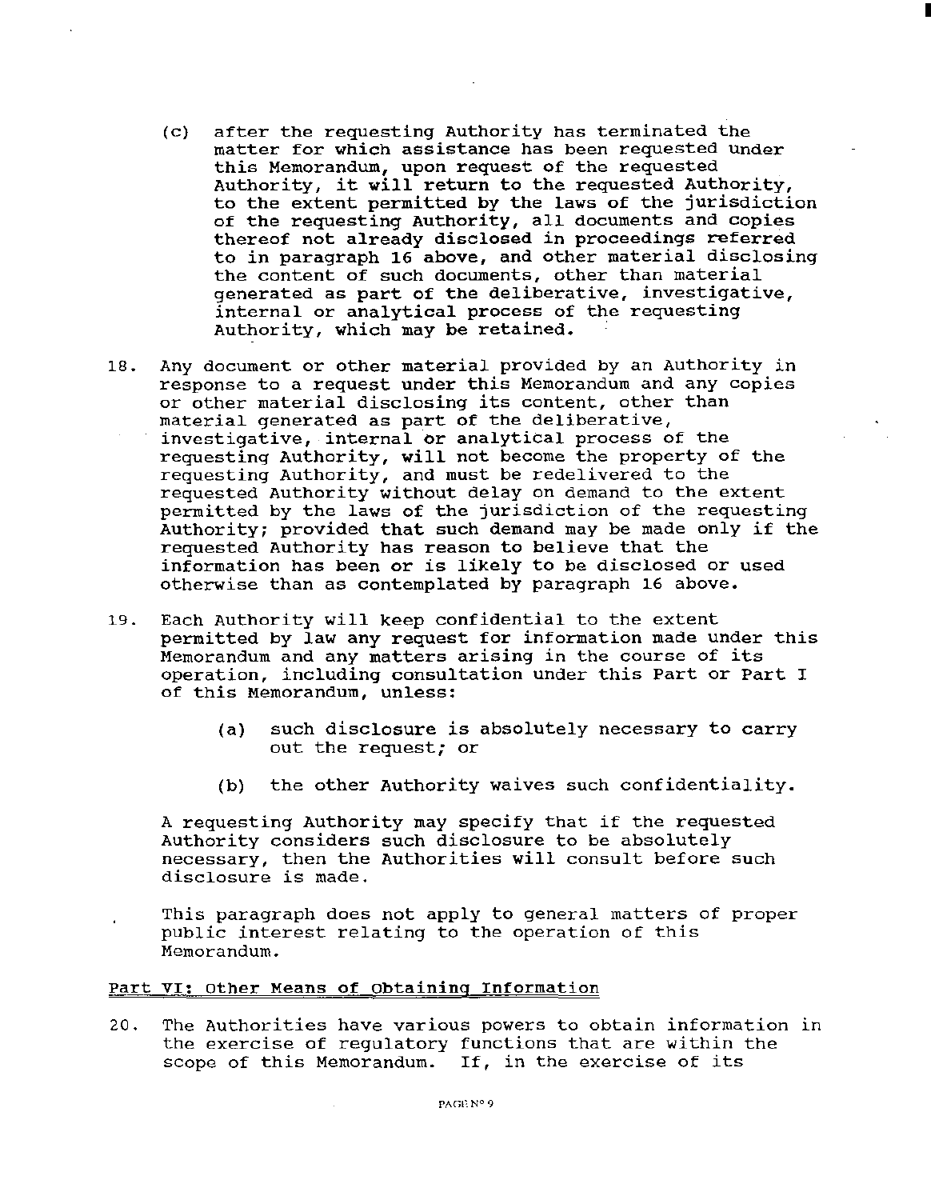(c) after the requesting Authority has terminated the matter for which assistance has been requested under this Memorandum, upon request of the requested Authority, it will return to the requested Authority, to the extent permitted by the laws of the jurisdiction of the requesting Authority, all documents and copies thereof not already disclosed in proceedings referred to in paragraph 16 above, and other material disclosing the content of such documents, other than material generated as part of the deliberative, investigative, internal or analytical process of the requesting Authority, which may be retained.

18. Any document or other material provided by an Authority in response to a request under this Memorandum and any copies or other material disclosing its content, other than material generated as part of the deliberative, investigative, internal or analytical process of the requesting Authority, will not become the property of the requesting Authority, and must be redelivered to the requested Authority without delay on demand to the extent permitted by the laws of the jurisdiction of the requesting Authority; provided that such demand may be made only if the requested Authority has reason to believe that the information has been or is likely to be disclosed or used otherwise than as contemplated by paragraph 16 above.

19. Each Authority will keep confidential to the extent permitted by law any request for information made under this Memorandum and any matters arising in the course of its operation, including consultation under this Part or Part I of this Memorandum, unless:

    (a) such disclosure is absolutely necessary to carry out the request; or

    (b) the other Authority waives such confidentiality.

    A requesting Authority may specify that if the requested Authority considers such disclosure to be absolutely necessary, then the Authorities will consult before such disclosure is made.

    This paragraph does not apply to general matters of proper public interest relating to the operation of this Memorandum.

## Part VI: Other Means of Obtaining Information

20. The Authorities have various powers to obtain information in the exercise of regulatory functions that are within the scope of this Memorandum. If, in the exercise of its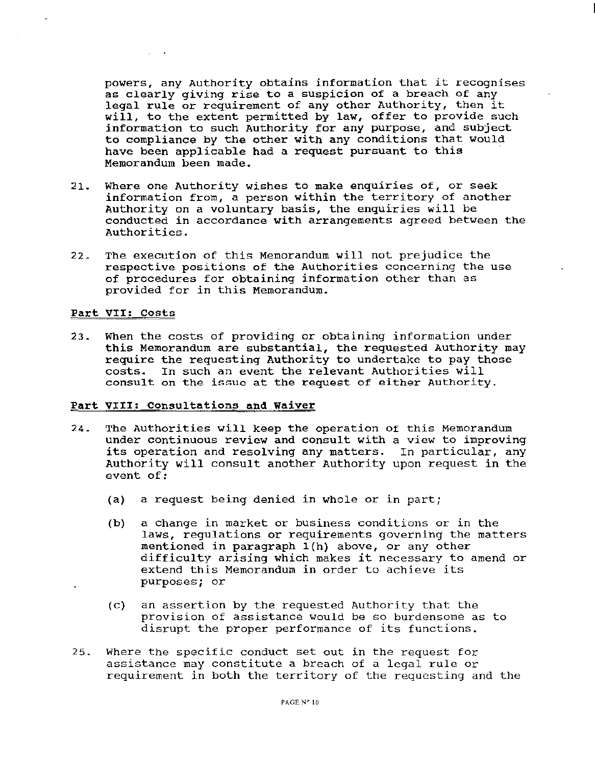powers, any Authority obtains information that it recognises as clearly giving rise to a suspicion of a breach of any legal rule or requirement of any other Authority, then it will, to the extent permitted by law, offer to provide such information to such Authority for any purpose, and subject to compliance by the other with any conditions that would have been applicable had a request pursuant to this Memorandum been made.

21. Where one Authority wishes to make enquiries of, or seek information from, a person within the territory of another Authority on a voluntary basis, the enquiries will be conducted in accordance with arrangements agreed between the Authorities.

22. The execution of this Memorandum will not prejudice the respective positions of the Authorities concerning the use of procedures for obtaining information other than as provided for in this Memorandum.

**Part VII: Costs**

23. When the costs of providing or obtaining information under this Memorandum are substantial, the requested Authority may require the requesting Authority to undertake to pay those costs. In such an event the relevant Authorities will consult on the issue at the request of either Authority.

**Part VIII: Consultations and Waiver**

24. The Authorities will keep the operation of this Memorandum under continuous review and consult with a view to improving its operation and resolving any matters. In particular, any Authority will consult another Authority upon request in the event of:

    (a) a request being denied in whole or in part;

    (b) a change in market or business conditions or in the laws, regulations or requirements governing the matters mentioned in paragraph 1(h) above, or any other difficulty arising which makes it necessary to amend or extend this Memorandum in order to achieve its purposes; or

    (c) an assertion by the requested Authority that the provision of assistance would be so burdensome as to disrupt the proper performance of its functions.

25. Where the specific conduct set out in the request for assistance may constitute a breach of a legal rule or requirement in both the territory of the requesting and the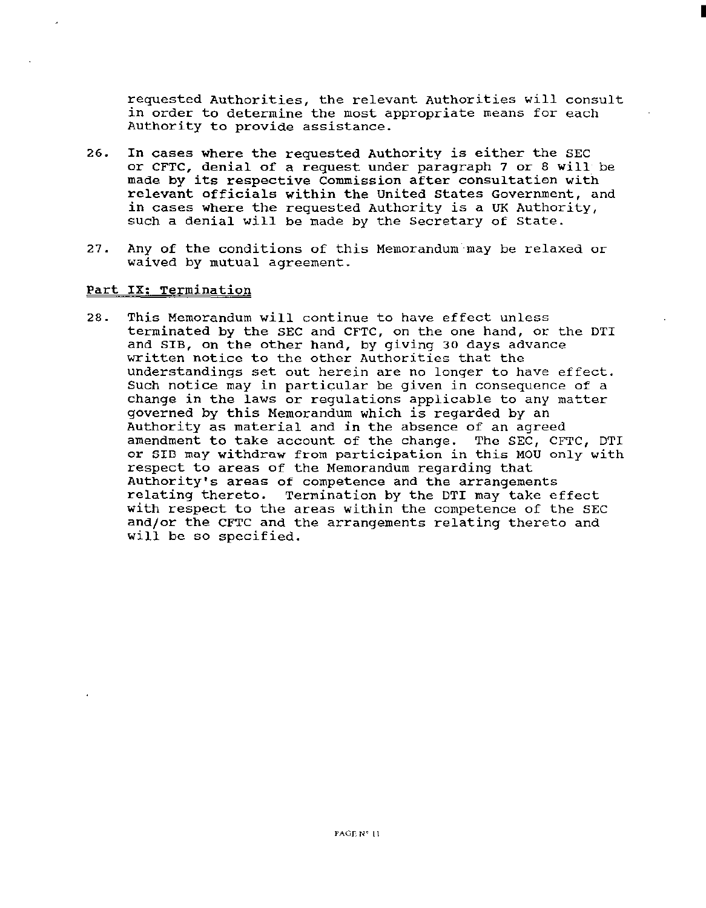requested Authorities, the relevant Authorities will consult in order to determine the most appropriate means for each Authority to provide assistance.

26. In cases where the requested Authority is either the SEC or CFTC, denial of a request under paragraph 7 or 8 will be made by its respective Commission after consultation with relevant officials within the United States Government, and in cases where the requested Authority is a UK Authority, such a denial will be made by the Secretary of State.

27. Any of the conditions of this Memorandum may be relaxed or waived by mutual agreement.

## Part IX: Termination

28. This Memorandum will continue to have effect unless terminated by the SEC and CFTC, on the one hand, or the DTI and SIB, on the other hand, by giving 30 days advance written notice to the other Authorities that the understandings set out herein are no longer to have effect. Such notice may in particular be given in consequence of a change in the laws or regulations applicable to any matter governed by this Memorandum which is regarded by an Authority as material and in the absence of an agreed amendment to take account of the change. The SEC, CFTC, DTI or SIB may withdraw from participation in this MOU only with respect to areas of the Memorandum regarding that Authority's areas of competence and the arrangements relating thereto. Termination by the DTI may take effect with respect to the areas within the competence of the SEC and/or the CFTC and the arrangements relating thereto and will be so specified.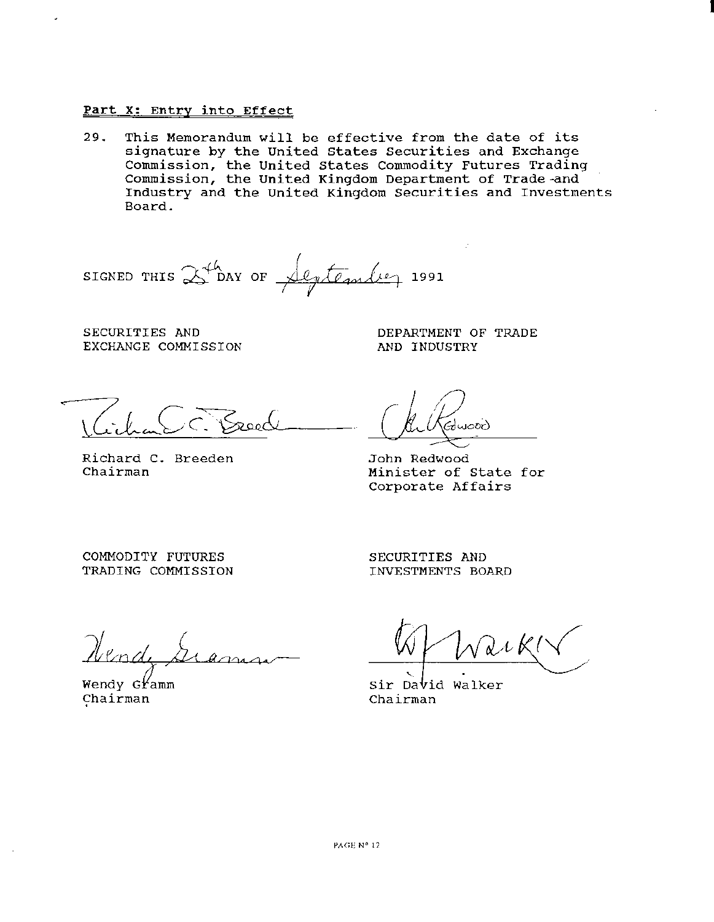**Part X: Entry into Effect**

29. This Memorandum will be effective from the date of its signature by the United States Securities and Exchange Commission, the United States Commodity Futures Trading Commission, the United Kingdom Department of Trade and Industry and the United Kingdom Securities and Investments Board.

SIGNED THIS 25th DAY OF September 1991

SECURITIES AND EXCHANGE COMMISSION

Richard C. Breeden
Chairman

DEPARTMENT OF TRADE AND INDUSTRY

John Redwood
Minister of State for Corporate Affairs

COMMODITY FUTURES TRADING COMMISSION

Wendy Gramm
Chairman

SECURITIES AND INVESTMENTS BOARD

Sir David Walker
Chairman